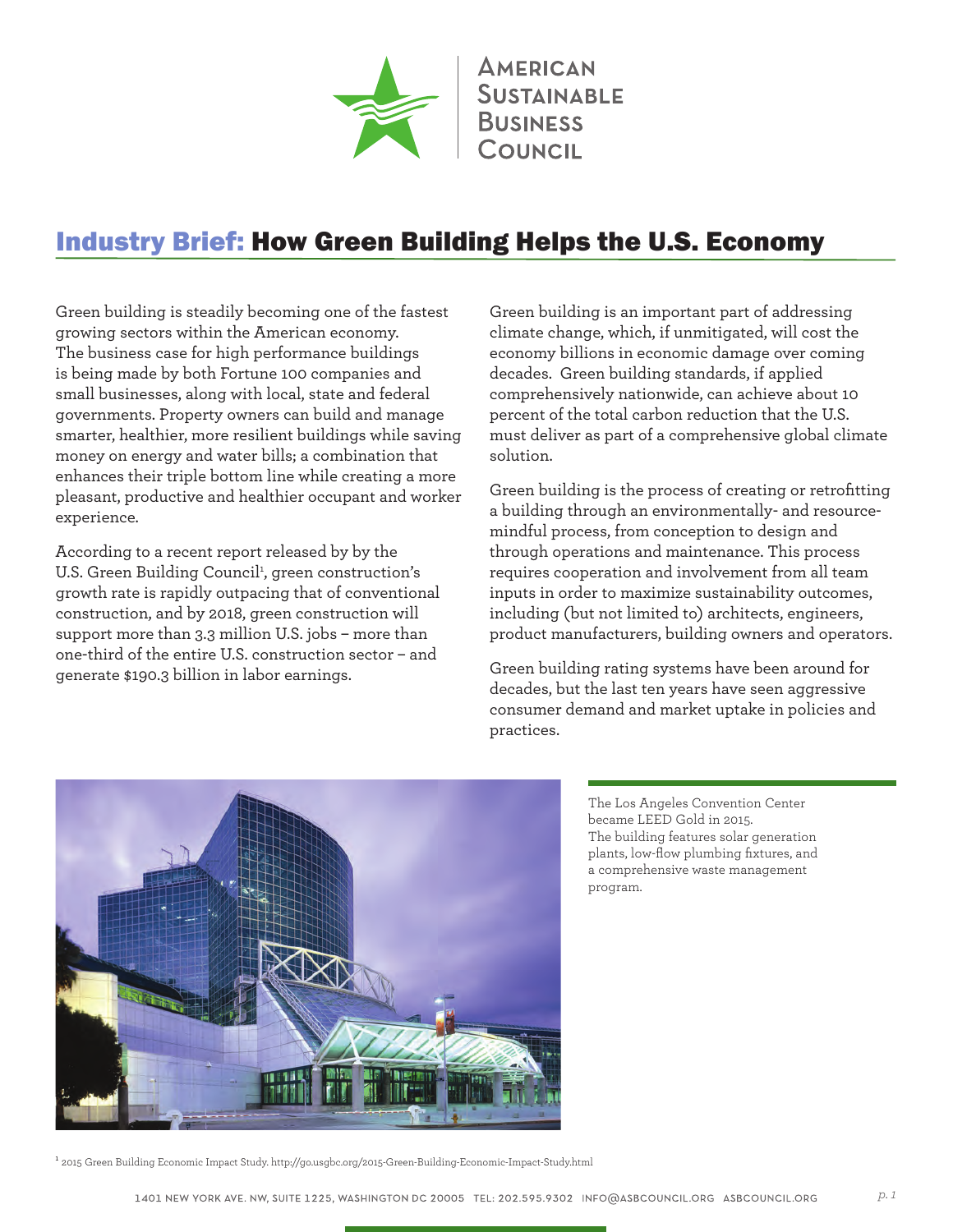American Sustainable Business Council

# Industry Brief: How Green Building Helps the U.S. Economy

Green building is steadily becoming one of the fastest growing sectors within the American economy. The business case for high performance buildings is being made by both Fortune 100 companies and small businesses, along with local, state and federal governments. Property owners can build and manage smarter, healthier, more resilient buildings while saving money on energy and water bills; a combination that enhances their triple bottom line while creating a more pleasant, productive and healthier occupant and worker experience.

According to a recent report released by by the U.S. Green Building Council[1], green construction's growth rate is rapidly outpacing that of conventional construction, and by 2018, green construction will support more than 3.3 million U.S. jobs – more than one-third of the entire U.S. construction sector – and generate $190.3 billion in labor earnings.

Green building is an important part of addressing climate change, which, if unmitigated, will cost the economy billions in economic damage over coming decades. Green building standards, if applied comprehensively nationwide, can achieve about 10 percent of the total carbon reduction that the U.S. must deliver as part of a comprehensive global climate solution.

Green building is the process of creating or retrofitting a building through an environmentally- and resource-mindful process, from conception to design and through operations and maintenance. This process requires cooperation and involvement from all team inputs in order to maximize sustainability outcomes, including (but not limited to) architects, engineers, product manufacturers, building owners and operators.

Green building rating systems have been around for decades, but the last ten years have seen aggressive consumer demand and market uptake in policies and practices.

The Los Angeles Convention Center became LEED Gold in 2015. The building features solar generation plants, low-flow plumbing fixtures, and a comprehensive waste management program.

[1] 2015 Green Building Economic Impact Study. http://go.usgbc.org/2015-Green-Building-Economic-Impact-Study.html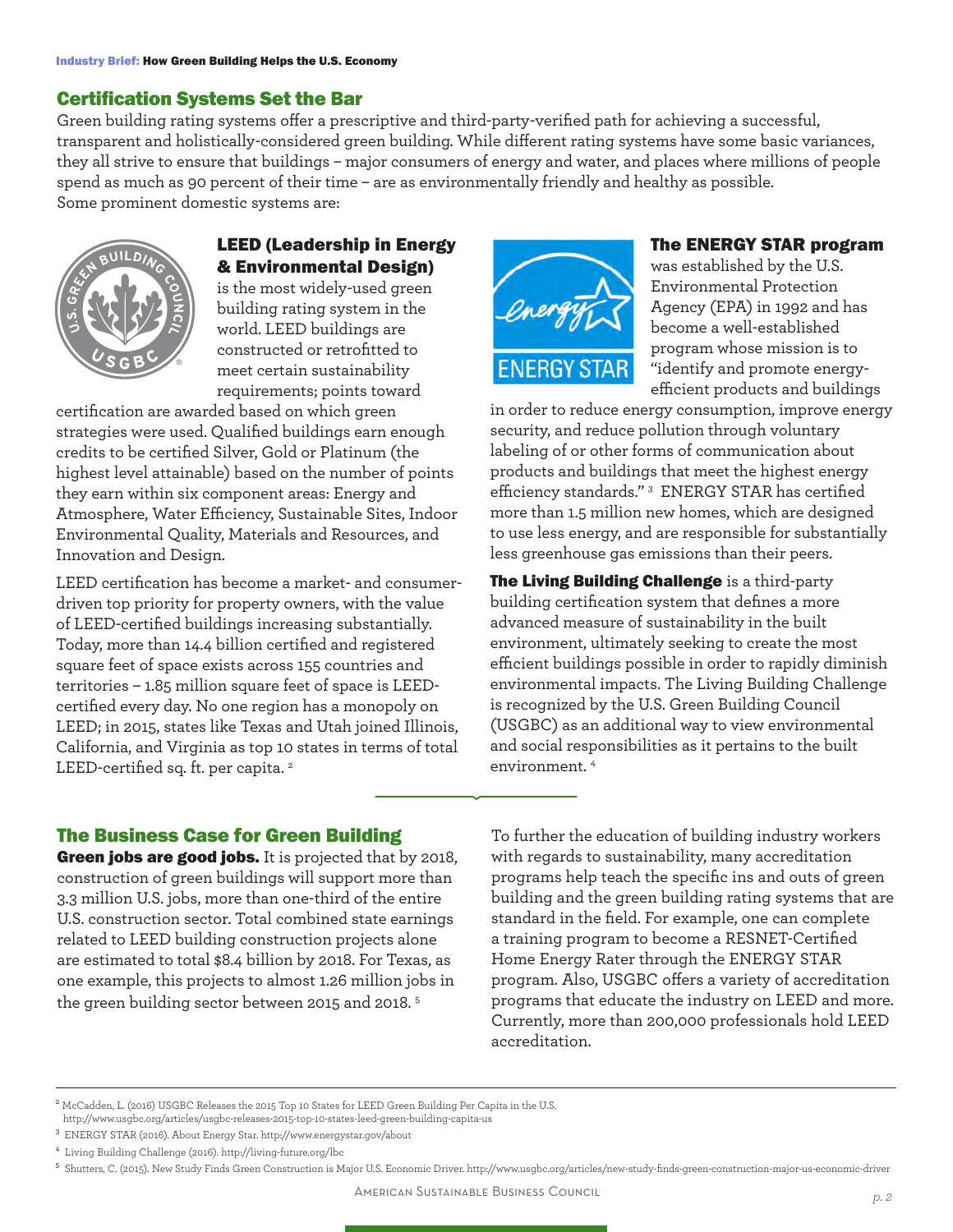## Certification Systems Set the Bar

Green building rating systems offer a prescriptive and third-party-verified path for achieving a successful, transparent and holistically-considered green building. While different rating systems have some basic variances, they all strive to ensure that buildings – major consumers of energy and water, and places where millions of people spend as much as 90 percent of their time – are as environmentally friendly and healthy as possible. Some prominent domestic systems are:

**LEED (Leadership in Energy & Environmental Design)** is the most widely-used green building rating system in the world. LEED buildings are constructed or retrofitted to meet certain sustainability requirements; points toward certification are awarded based on which green strategies were used. Qualified buildings earn enough credits to be certified Silver, Gold or Platinum (the highest level attainable) based on the number of points they earn within six component areas: Energy and Atmosphere, Water Efficiency, Sustainable Sites, Indoor Environmental Quality, Materials and Resources, and Innovation and Design.

LEED certification has become a market- and consumer-driven top priority for property owners, with the value of LEED-certified buildings increasing substantially. Today, more than 14.4 billion certified and registered square feet of space exists across 155 countries and territories – 1.85 million square feet of space is LEED-certified every day. No one region has a monopoly on LEED; in 2015, states like Texas and Utah joined Illinois, California, and Virginia as top 10 states in terms of total LEED-certified sq. ft. per capita. [2]

**The ENERGY STAR program** was established by the U.S. Environmental Protection Agency (EPA) in 1992 and has become a well-established program whose mission is to "identify and promote energy-efficient products and buildings in order to reduce energy consumption, improve energy security, and reduce pollution through voluntary labeling of or other forms of communication about products and buildings that meet the highest energy efficiency standards." [3] ENERGY STAR has certified more than 1.5 million new homes, which are designed to use less energy, and are responsible for substantially less greenhouse gas emissions than their peers.

**The Living Building Challenge** is a third-party building certification system that defines a more advanced measure of sustainability in the built environment, ultimately seeking to create the most efficient buildings possible in order to rapidly diminish environmental impacts. The Living Building Challenge is recognized by the U.S. Green Building Council (USGBC) as an additional way to view environmental and social responsibilities as it pertains to the built environment. [4]

## The Business Case for Green Building

**Green jobs are good jobs.** It is projected that by 2018, construction of green buildings will support more than 3.3 million U.S. jobs, more than one-third of the entire U.S. construction sector. Total combined state earnings related to LEED building construction projects alone are estimated to total $8.4 billion by 2018. For Texas, as one example, this projects to almost 1.26 million jobs in the green building sector between 2015 and 2018. [5]

To further the education of building industry workers with regards to sustainability, many accreditation programs help teach the specific ins and outs of green building and the green building rating systems that are standard in the field. For example, one can complete a training program to become a RESNET-Certified Home Energy Rater through the ENERGY STAR program. Also, USGBC offers a variety of accreditation programs that educate the industry on LEED and more. Currently, more than 200,000 professionals hold LEED accreditation.

---

[2] McCadden, L. (2016) USGBC Releases the 2015 Top 10 States for LEED Green Building Per Capita in the U.S. http://www.usgbc.org/articles/usgbc-releases-2015-top-10-states-leed-green-building-capita-us

[3] ENERGY STAR (2016). About Energy Star. http://www.energystar.gov/about

[4] Living Building Challenge (2016). http://living-future.org/lbc

[5] Shutters, C. (2015). New Study Finds Green Construction is Major U.S. Economic Driver. http://www.usgbc.org/articles/new-study-finds-green-construction-major-us-economic-driver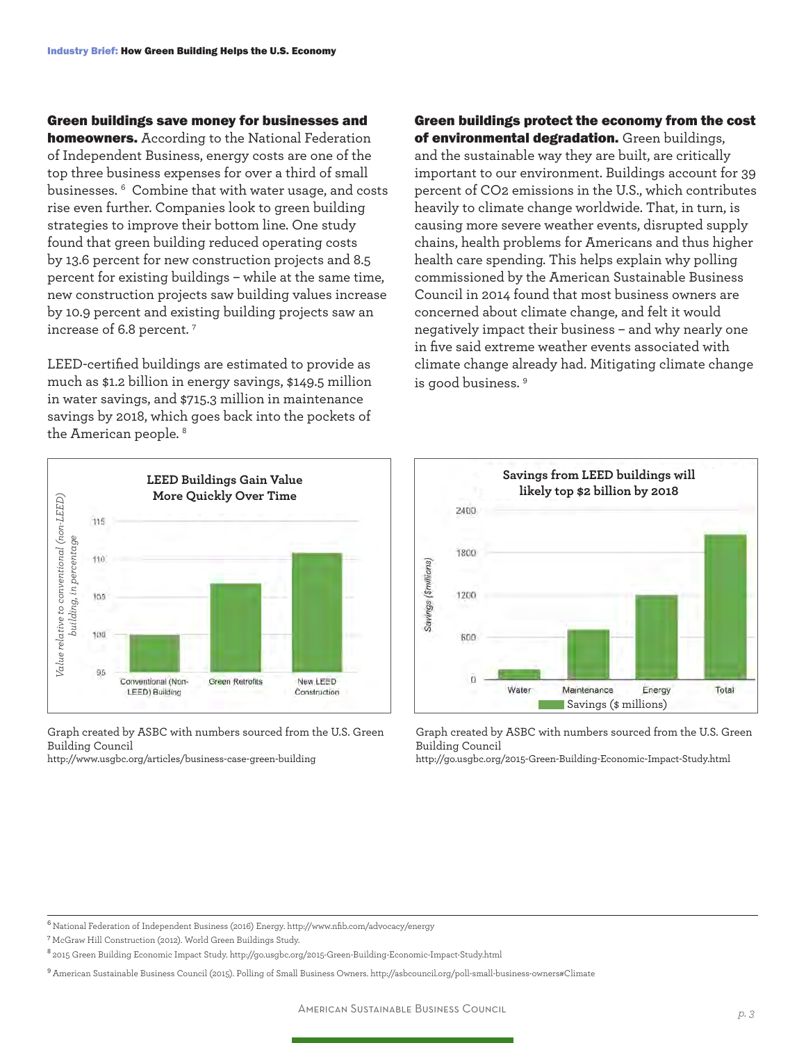**Green buildings save money for businesses and homeowners.** According to the National Federation of Independent Business, energy costs are one of the top three business expenses for over a third of small businesses. [6] Combine that with water usage, and costs rise even further. Companies look to green building strategies to improve their bottom line. One study found that green building reduced operating costs by 13.6 percent for new construction projects and 8.5 percent for existing buildings – while at the same time, new construction projects saw building values increase by 10.9 percent and existing building projects saw an increase of 6.8 percent. [7]

LEED-certified buildings are estimated to provide as much as $1.2 billion in energy savings, $149.5 million in water savings, and $715.3 million in maintenance savings by 2018, which goes back into the pockets of the American people. [8]

**Green buildings protect the economy from the cost of environmental degradation.** Green buildings, and the sustainable way they are built, are critically important to our environment. Buildings account for 39 percent of $CO_2$ emissions in the U.S., which contributes heavily to climate change worldwide. That, in turn, is causing more severe weather events, disrupted supply chains, health problems for Americans and thus higher health care spending. This helps explain why polling commissioned by the American Sustainable Business Council in 2014 found that most business owners are concerned about climate change, and felt it would negatively impact their business – and why nearly one in five said extreme weather events associated with climate change already had. Mitigating climate change is good business. [9]

**LEED Buildings Gain Value More Quickly Over Time**

Graph created by ASBC with numbers sourced from the U.S. Green Building Council
http://www.usgbc.org/articles/business-case-green-building

**Savings from LEED buildings will likely top $2 billion by 2018**

Graph created by ASBC with numbers sourced from the U.S. Green Building Council
http://go.usgbc.org/2015-Green-Building-Economic-Impact-Study.html

---

[6] National Federation of Independent Business (2016) Energy. http://www.nfib.com/advocacy/energy

[7] McGraw Hill Construction (2012). World Green Buildings Study.

[8] 2015 Green Building Economic Impact Study. http://go.usgbc.org/2015-Green-Building-Economic-Impact-Study.html

[9] American Sustainable Business Council (2015). Polling of Small Business Owners. http://asbcouncil.org/poll-small-business-owners#Climate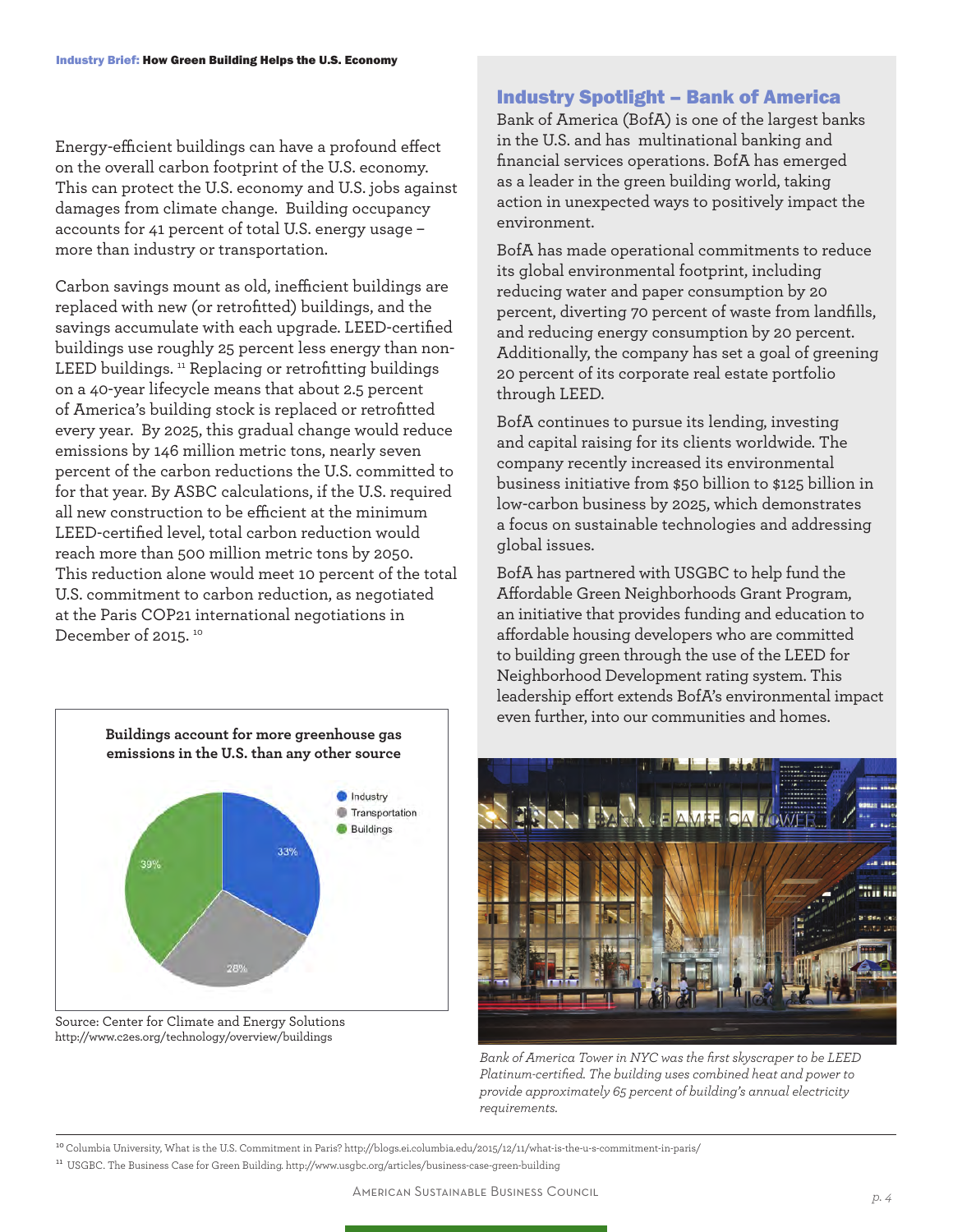Energy-efficient buildings can have a profound effect on the overall carbon footprint of the U.S. economy. This can protect the U.S. economy and U.S. jobs against damages from climate change. Building occupancy accounts for 41 percent of total U.S. energy usage – more than industry or transportation.

Carbon savings mount as old, inefficient buildings are replaced with new (or retrofitted) buildings, and the savings accumulate with each upgrade. LEED-certified buildings use roughly 25 percent less energy than non-LEED buildings. [11] Replacing or retrofitting buildings on a 40-year lifecycle means that about 2.5 percent of America's building stock is replaced or retrofitted every year. By 2025, this gradual change would reduce emissions by 146 million metric tons, nearly seven percent of the carbon reductions the U.S. committed to for that year. By ASBC calculations, if the U.S. required all new construction to be efficient at the minimum LEED-certified level, total carbon reduction would reach more than 500 million metric tons by 2050. This reduction alone would meet 10 percent of the total U.S. commitment to carbon reduction, as negotiated at the Paris COP21 international negotiations in December of 2015. [10]

**Buildings account for more greenhouse gas emissions in the U.S. than any other source**

| Source | Share |
|---|---|
| Industry | 33% |
| Transportation | 28% |
| Buildings | 39% |

Source: Center for Climate and Energy Solutions
http://www.c2es.org/technology/overview/buildings

## Industry Spotlight – Bank of America

Bank of America (BofA) is one of the largest banks in the U.S. and has multinational banking and financial services operations. BofA has emerged as a leader in the green building world, taking action in unexpected ways to positively impact the environment.

BofA has made operational commitments to reduce its global environmental footprint, including reducing water and paper consumption by 20 percent, diverting 70 percent of waste from landfills, and reducing energy consumption by 20 percent. Additionally, the company has set a goal of greening 20 percent of its corporate real estate portfolio through LEED.

BofA continues to pursue its lending, investing and capital raising for its clients worldwide. The company recently increased its environmental business initiative from $50 billion to $125 billion in low-carbon business by 2025, which demonstrates a focus on sustainable technologies and addressing global issues.

BofA has partnered with USGBC to help fund the Affordable Green Neighborhoods Grant Program, an initiative that provides funding and education to affordable housing developers who are committed to building green through the use of the LEED for Neighborhood Development rating system. This leadership effort extends BofA's environmental impact even further, into our communities and homes.

*Bank of America Tower in NYC was the first skyscraper to be LEED Platinum-certified. The building uses combined heat and power to provide approximately 65 percent of building's annual electricity requirements.*

[10] Columbia University, What is the U.S. Commitment in Paris? http://blogs.ei.columbia.edu/2015/12/11/what-is-the-u-s-commitment-in-paris/

[11] USGBC. The Business Case for Green Building. http://www.usgbc.org/articles/business-case-green-building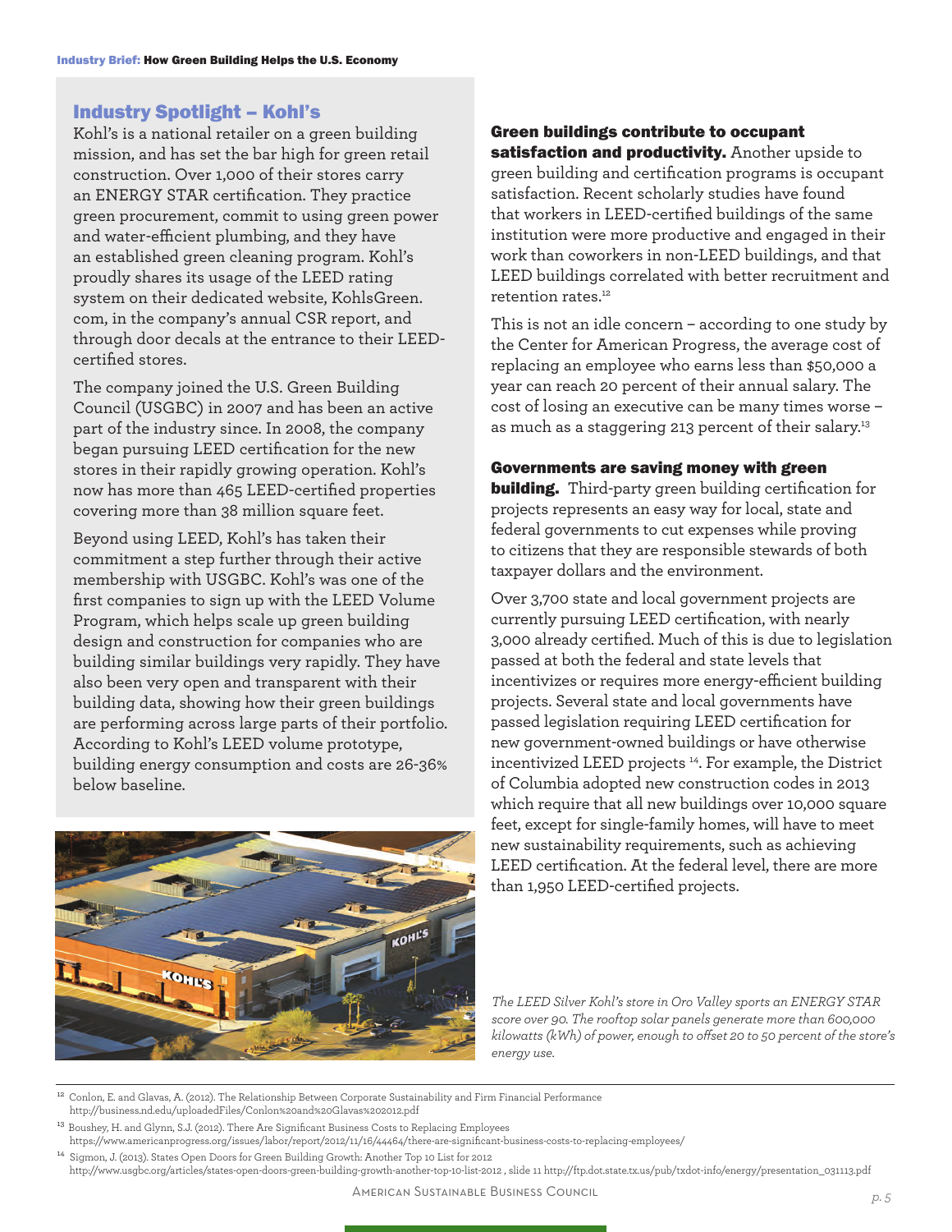## Industry Spotlight – Kohl's

Kohl's is a national retailer on a green building mission, and has set the bar high for green retail construction. Over 1,000 of their stores carry an ENERGY STAR certification. They practice green procurement, commit to using green power and water-efficient plumbing, and they have an established green cleaning program. Kohl's proudly shares its usage of the LEED rating system on their dedicated website, KohlsGreen.com, in the company's annual CSR report, and through door decals at the entrance to their LEED-certified stores.

The company joined the U.S. Green Building Council (USGBC) in 2007 and has been an active part of the industry since. In 2008, the company began pursuing LEED certification for the new stores in their rapidly growing operation. Kohl's now has more than 465 LEED-certified properties covering more than 38 million square feet.

Beyond using LEED, Kohl's has taken their commitment a step further through their active membership with USGBC. Kohl's was one of the first companies to sign up with the LEED Volume Program, which helps scale up green building design and construction for companies who are building similar buildings very rapidly. They have also been very open and transparent with their building data, showing how their green buildings are performing across large parts of their portfolio. According to Kohl's LEED volume prototype, building energy consumption and costs are 26-36% below baseline.

*The LEED Silver Kohl's store in Oro Valley sports an ENERGY STAR score over 90. The rooftop solar panels generate more than 600,000 kilowatts (kWh) of power, enough to offset 20 to 50 percent of the store's energy use.*

**Green buildings contribute to occupant satisfaction and productivity.** Another upside to green building and certification programs is occupant satisfaction. Recent scholarly studies have found that workers in LEED-certified buildings of the same institution were more productive and engaged in their work than coworkers in non-LEED buildings, and that LEED buildings correlated with better recruitment and retention rates.[12]

This is not an idle concern – according to one study by the Center for American Progress, the average cost of replacing an employee who earns less than $50,000 a year can reach 20 percent of their annual salary. The cost of losing an executive can be many times worse – as much as a staggering 213 percent of their salary.[13]

**Governments are saving money with green building.** Third-party green building certification for projects represents an easy way for local, state and federal governments to cut expenses while proving to citizens that they are responsible stewards of both taxpayer dollars and the environment.

Over 3,700 state and local government projects are currently pursuing LEED certification, with nearly 3,000 already certified. Much of this is due to legislation passed at both the federal and state levels that incentivizes or requires more energy-efficient building projects. Several state and local governments have passed legislation requiring LEED certification for new government-owned buildings or have otherwise incentivized LEED projects [14]. For example, the District of Columbia adopted new construction codes in 2013 which require that all new buildings over 10,000 square feet, except for single-family homes, will have to meet new sustainability requirements, such as achieving LEED certification. At the federal level, there are more than 1,950 LEED-certified projects.

---

[12] Conlon, E. and Glavas, A. (2012). The Relationship Between Corporate Sustainability and Firm Financial Performance http://business.nd.edu/uploadedFiles/Conlon%20and%20Glavas%202012.pdf

[13] Boushey, H. and Glynn, S.J. (2012). There Are Significant Business Costs to Replacing Employees https://www.americanprogress.org/issues/labor/report/2012/11/16/44464/there-are-significant-business-costs-to-replacing-employees/

[14] Sigmon, J. (2013). States Open Doors for Green Building Growth: Another Top 10 List for 2012 http://www.usgbc.org/articles/states-open-doors-green-building-growth-another-top-10-list-2012 , slide 11 http://ftp.dot.state.tx.us/pub/txdot-info/energy/presentation_031113.pdf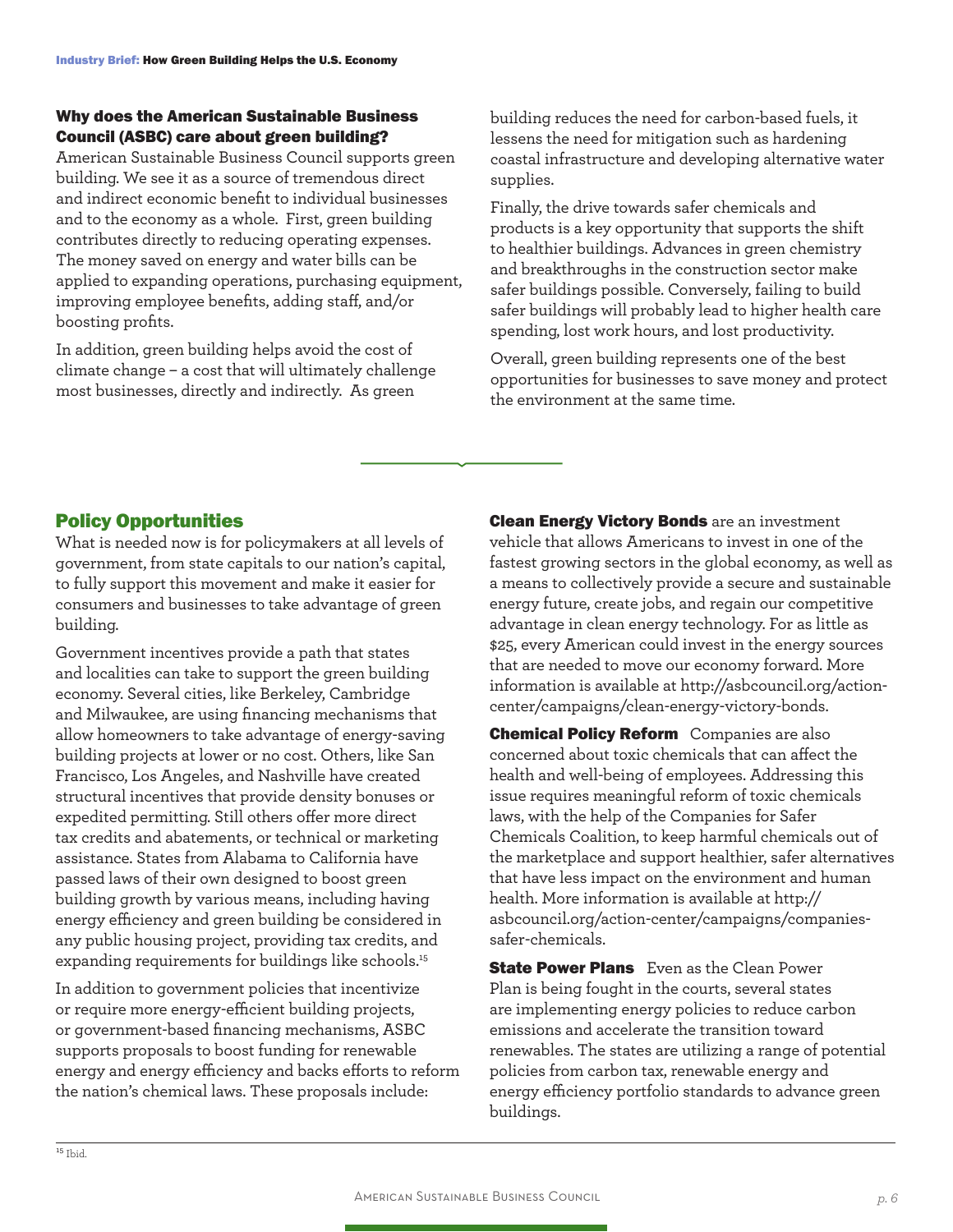### Why does the American Sustainable Business Council (ASBC) care about green building?

American Sustainable Business Council supports green building. We see it as a source of tremendous direct and indirect economic benefit to individual businesses and to the economy as a whole. First, green building contributes directly to reducing operating expenses. The money saved on energy and water bills can be applied to expanding operations, purchasing equipment, improving employee benefits, adding staff, and/or boosting profits.

In addition, green building helps avoid the cost of climate change – a cost that will ultimately challenge most businesses, directly and indirectly. As green building reduces the need for carbon-based fuels, it lessens the need for mitigation such as hardening coastal infrastructure and developing alternative water supplies.

Finally, the drive towards safer chemicals and products is a key opportunity that supports the shift to healthier buildings. Advances in green chemistry and breakthroughs in the construction sector make safer buildings possible. Conversely, failing to build safer buildings will probably lead to higher health care spending, lost work hours, and lost productivity.

Overall, green building represents one of the best opportunities for businesses to save money and protect the environment at the same time.

## Policy Opportunities

What is needed now is for policymakers at all levels of government, from state capitals to our nation's capital, to fully support this movement and make it easier for consumers and businesses to take advantage of green building.

Government incentives provide a path that states and localities can take to support the green building economy. Several cities, like Berkeley, Cambridge and Milwaukee, are using financing mechanisms that allow homeowners to take advantage of energy-saving building projects at lower or no cost. Others, like San Francisco, Los Angeles, and Nashville have created structural incentives that provide density bonuses or expedited permitting. Still others offer more direct tax credits and abatements, or technical or marketing assistance. States from Alabama to California have passed laws of their own designed to boost green building growth by various means, including having energy efficiency and green building be considered in any public housing project, providing tax credits, and expanding requirements for buildings like schools.[15]

In addition to government policies that incentivize or require more energy-efficient building projects, or government-based financing mechanisms, ASBC supports proposals to boost funding for renewable energy and energy efficiency and backs efforts to reform the nation's chemical laws. These proposals include:

**Clean Energy Victory Bonds** are an investment vehicle that allows Americans to invest in one of the fastest growing sectors in the global economy, as well as a means to collectively provide a secure and sustainable energy future, create jobs, and regain our competitive advantage in clean energy technology. For as little as $25, every American could invest in the energy sources that are needed to move our economy forward. More information is available at http://asbcouncil.org/action-center/campaigns/clean-energy-victory-bonds.

**Chemical Policy Reform** Companies are also concerned about toxic chemicals that can affect the health and well-being of employees. Addressing this issue requires meaningful reform of toxic chemicals laws, with the help of the Companies for Safer Chemicals Coalition, to keep harmful chemicals out of the marketplace and support healthier, safer alternatives that have less impact on the environment and human health. More information is available at http://asbcouncil.org/action-center/campaigns/companies-safer-chemicals.

**State Power Plans** Even as the Clean Power Plan is being fought in the courts, several states are implementing energy policies to reduce carbon emissions and accelerate the transition toward renewables. The states are utilizing a range of potential policies from carbon tax, renewable energy and energy efficiency portfolio standards to advance green buildings.

---

[15] Ibid.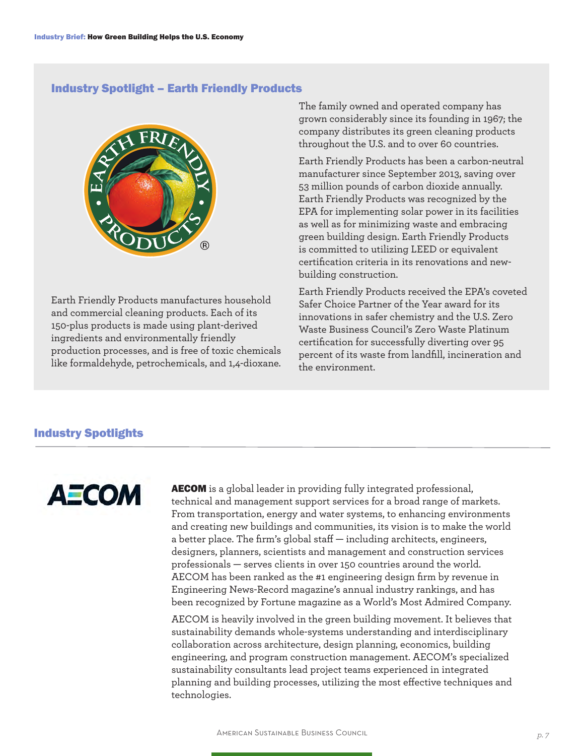## Industry Spotlight – Earth Friendly Products

Earth Friendly Products manufactures household and commercial cleaning products. Each of its 150-plus products is made using plant-derived ingredients and environmentally friendly production processes, and is free of toxic chemicals like formaldehyde, petrochemicals, and 1,4-dioxane.

The family owned and operated company has grown considerably since its founding in 1967; the company distributes its green cleaning products throughout the U.S. and to over 60 countries.

Earth Friendly Products has been a carbon-neutral manufacturer since September 2013, saving over 53 million pounds of carbon dioxide annually. Earth Friendly Products was recognized by the EPA for implementing solar power in its facilities as well as for minimizing waste and embracing green building design. Earth Friendly Products is committed to utilizing LEED or equivalent certification criteria in its renovations and new-building construction.

Earth Friendly Products received the EPA's coveted Safer Choice Partner of the Year award for its innovations in safer chemistry and the U.S. Zero Waste Business Council's Zero Waste Platinum certification for successfully diverting over 95 percent of its waste from landfill, incineration and the environment.

## Industry Spotlights

**AECOM** is a global leader in providing fully integrated professional, technical and management support services for a broad range of markets. From transportation, energy and water systems, to enhancing environments and creating new buildings and communities, its vision is to make the world a better place. The firm's global staff — including architects, engineers, designers, planners, scientists and management and construction services professionals — serves clients in over 150 countries around the world. AECOM has been ranked as the #1 engineering design firm by revenue in Engineering News-Record magazine's annual industry rankings, and has been recognized by Fortune magazine as a World's Most Admired Company.

AECOM is heavily involved in the green building movement. It believes that sustainability demands whole-systems understanding and interdisciplinary collaboration across architecture, design planning, economics, building engineering, and program construction management. AECOM's specialized sustainability consultants lead project teams experienced in integrated planning and building processes, utilizing the most effective techniques and technologies.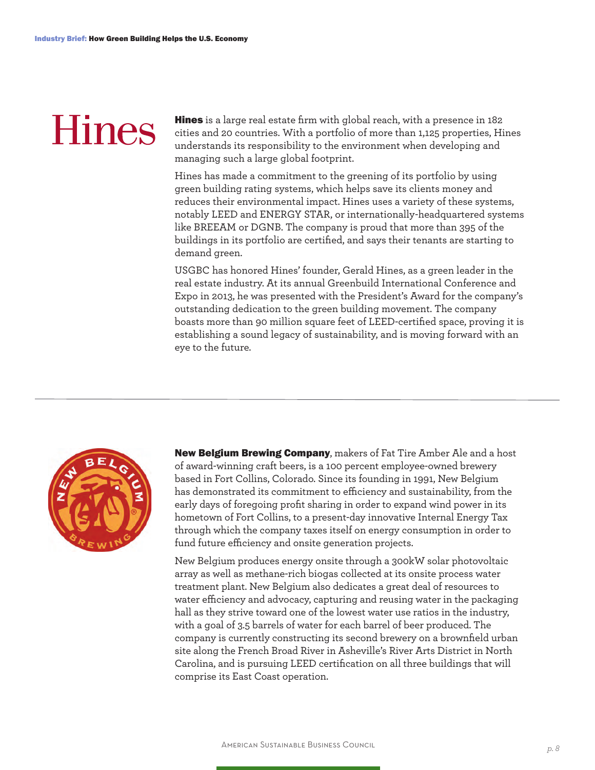**Hines** is a large real estate firm with global reach, with a presence in 182 cities and 20 countries. With a portfolio of more than 1,125 properties, Hines understands its responsibility to the environment when developing and managing such a large global footprint.

Hines has made a commitment to the greening of its portfolio by using green building rating systems, which helps save its clients money and reduces their environmental impact. Hines uses a variety of these systems, notably LEED and ENERGY STAR, or internationally-headquartered systems like BREEAM or DGNB. The company is proud that more than 395 of the buildings in its portfolio are certified, and says their tenants are starting to demand green.

USGBC has honored Hines' founder, Gerald Hines, as a green leader in the real estate industry. At its annual Greenbuild International Conference and Expo in 2013, he was presented with the President's Award for the company's outstanding dedication to the green building movement. The company boasts more than 90 million square feet of LEED-certified space, proving it is establishing a sound legacy of sustainability, and is moving forward with an eye to the future.

---

**New Belgium Brewing Company**, makers of Fat Tire Amber Ale and a host of award-winning craft beers, is a 100 percent employee-owned brewery based in Fort Collins, Colorado. Since its founding in 1991, New Belgium has demonstrated its commitment to efficiency and sustainability, from the early days of foregoing profit sharing in order to expand wind power in its hometown of Fort Collins, to a present-day innovative Internal Energy Tax through which the company taxes itself on energy consumption in order to fund future efficiency and onsite generation projects.

New Belgium produces energy onsite through a 300kW solar photovoltaic array as well as methane-rich biogas collected at its onsite process water treatment plant. New Belgium also dedicates a great deal of resources to water efficiency and advocacy, capturing and reusing water in the packaging hall as they strive toward one of the lowest water use ratios in the industry, with a goal of 3.5 barrels of water for each barrel of beer produced. The company is currently constructing its second brewery on a brownfield urban site along the French Broad River in Asheville's River Arts District in North Carolina, and is pursuing LEED certification on all three buildings that will comprise its East Coast operation.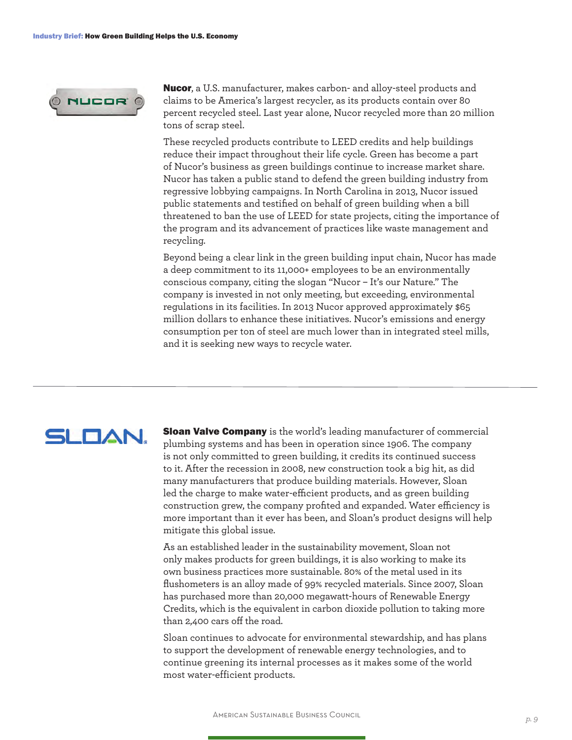**Nucor**, a U.S. manufacturer, makes carbon- and alloy-steel products and claims to be America's largest recycler, as its products contain over 80 percent recycled steel. Last year alone, Nucor recycled more than 20 million tons of scrap steel.

These recycled products contribute to LEED credits and help buildings reduce their impact throughout their life cycle. Green has become a part of Nucor's business as green buildings continue to increase market share. Nucor has taken a public stand to defend the green building industry from regressive lobbying campaigns. In North Carolina in 2013, Nucor issued public statements and testified on behalf of green building when a bill threatened to ban the use of LEED for state projects, citing the importance of the program and its advancement of practices like waste management and recycling.

Beyond being a clear link in the green building input chain, Nucor has made a deep commitment to its 11,000+ employees to be an environmentally conscious company, citing the slogan "Nucor – It's our Nature." The company is invested in not only meeting, but exceeding, environmental regulations in its facilities. In 2013 Nucor approved approximately $65 million dollars to enhance these initiatives. Nucor's emissions and energy consumption per ton of steel are much lower than in integrated steel mills, and it is seeking new ways to recycle water.

---

**Sloan Valve Company** is the world's leading manufacturer of commercial plumbing systems and has been in operation since 1906. The company is not only committed to green building, it credits its continued success to it. After the recession in 2008, new construction took a big hit, as did many manufacturers that produce building materials. However, Sloan led the charge to make water-efficient products, and as green building construction grew, the company profited and expanded. Water efficiency is more important than it ever has been, and Sloan's product designs will help mitigate this global issue.

As an established leader in the sustainability movement, Sloan not only makes products for green buildings, it is also working to make its own business practices more sustainable. 80% of the metal used in its flushometers is an alloy made of 99% recycled materials. Since 2007, Sloan has purchased more than 20,000 megawatt-hours of Renewable Energy Credits, which is the equivalent in carbon dioxide pollution to taking more than 2,400 cars off the road.

Sloan continues to advocate for environmental stewardship, and has plans to support the development of renewable energy technologies, and to continue greening its internal processes as it makes some of the world most water-efficient products.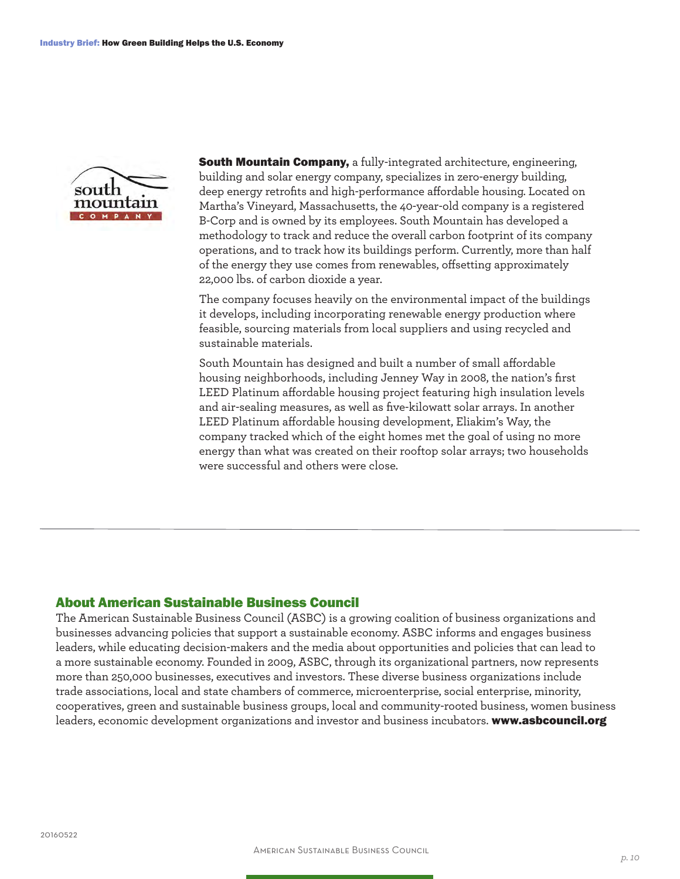**South Mountain Company,** a fully-integrated architecture, engineering, building and solar energy company, specializes in zero-energy building, deep energy retrofits and high-performance affordable housing. Located on Martha's Vineyard, Massachusetts, the 40-year-old company is a registered B-Corp and is owned by its employees. South Mountain has developed a methodology to track and reduce the overall carbon footprint of its company operations, and to track how its buildings perform. Currently, more than half of the energy they use comes from renewables, offsetting approximately 22,000 lbs. of carbon dioxide a year.

The company focuses heavily on the environmental impact of the buildings it develops, including incorporating renewable energy production where feasible, sourcing materials from local suppliers and using recycled and sustainable materials.

South Mountain has designed and built a number of small affordable housing neighborhoods, including Jenney Way in 2008, the nation's first LEED Platinum affordable housing project featuring high insulation levels and air-sealing measures, as well as five-kilowatt solar arrays. In another LEED Platinum affordable housing development, Eliakim's Way, the company tracked which of the eight homes met the goal of using no more energy than what was created on their rooftop solar arrays; two households were successful and others were close.

---

## About American Sustainable Business Council

The American Sustainable Business Council (ASBC) is a growing coalition of business organizations and businesses advancing policies that support a sustainable economy. ASBC informs and engages business leaders, while educating decision-makers and the media about opportunities and policies that can lead to a more sustainable economy. Founded in 2009, ASBC, through its organizational partners, now represents more than 250,000 businesses, executives and investors. These diverse business organizations include trade associations, local and state chambers of commerce, microenterprise, social enterprise, minority, cooperatives, green and sustainable business groups, local and community-rooted business, women business leaders, economic development organizations and investor and business incubators. **www.asbcouncil.org**

20160522